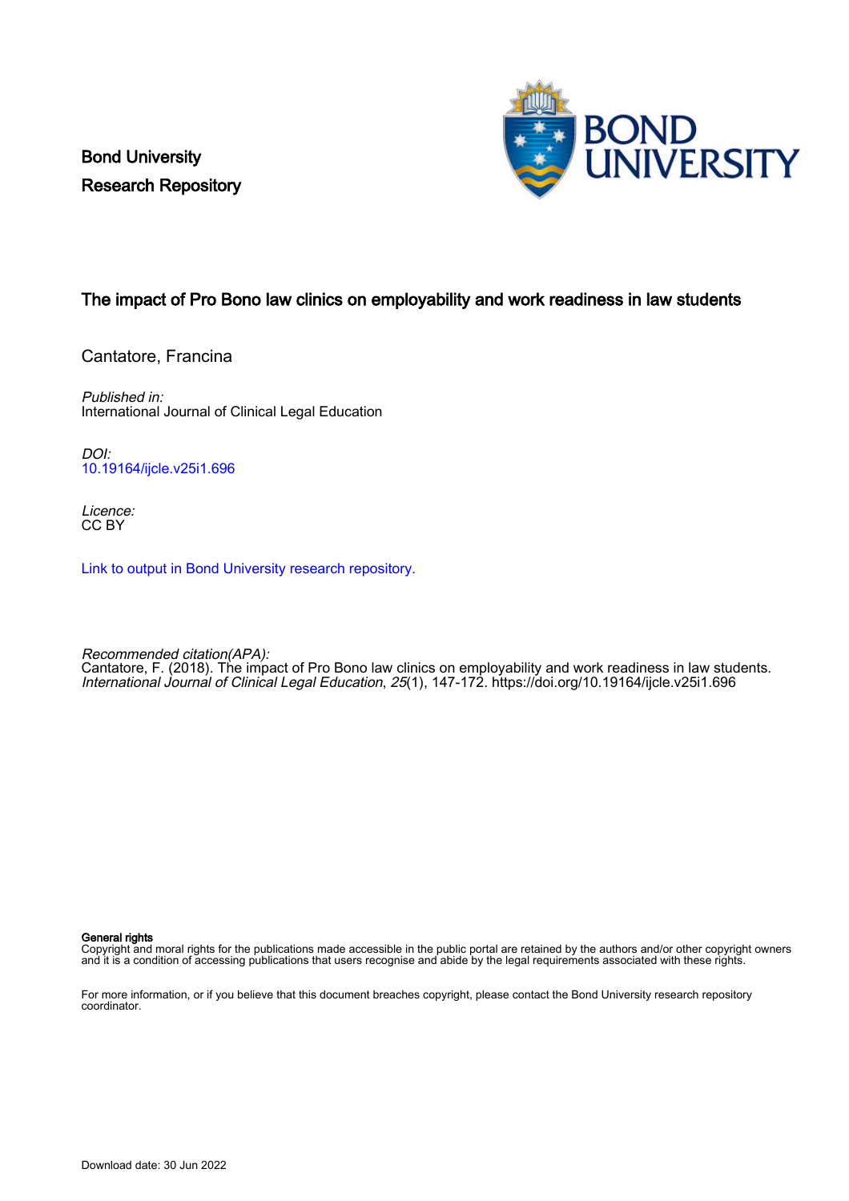Bond University
Research Repository

# The impact of Pro Bono law clinics on employability and work readiness in law students

Cantatore, Francina

*Published in:*
International Journal of Clinical Legal Education

*DOI:*
10.19164/ijcle.v25i1.696

*Licence:*
CC BY

Link to output in Bond University research repository.

*Recommended citation(APA):*
Cantatore, F. (2018). The impact of Pro Bono law clinics on employability and work readiness in law students. *International Journal of Clinical Legal Education*, *25*(1), 147-172. https://doi.org/10.19164/ijcle.v25i1.696

**General rights**
Copyright and moral rights for the publications made accessible in the public portal are retained by the authors and/or other copyright owners and it is a condition of accessing publications that users recognise and abide by the legal requirements associated with these rights.

For more information, or if you believe that this document breaches copyright, please contact the Bond University research repository coordinator.

Download date: 30 Jun 2022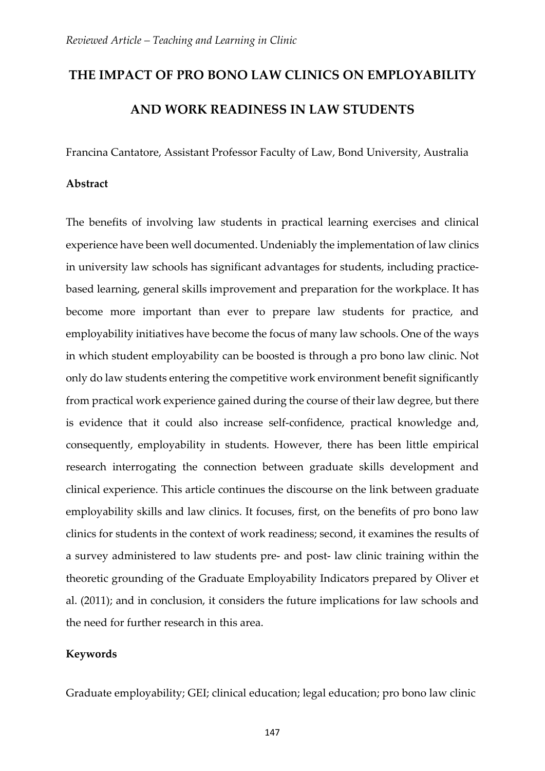*Reviewed Article – Teaching and Learning in Clinic*

# THE IMPACT OF PRO BONO LAW CLINICS ON EMPLOYABILITY AND WORK READINESS IN LAW STUDENTS

Francina Cantatore, Assistant Professor Faculty of Law, Bond University, Australia

**Abstract**

The benefits of involving law students in practical learning exercises and clinical experience have been well documented. Undeniably the implementation of law clinics in university law schools has significant advantages for students, including practice-based learning, general skills improvement and preparation for the workplace. It has become more important than ever to prepare law students for practice, and employability initiatives have become the focus of many law schools. One of the ways in which student employability can be boosted is through a pro bono law clinic. Not only do law students entering the competitive work environment benefit significantly from practical work experience gained during the course of their law degree, but there is evidence that it could also increase self-confidence, practical knowledge and, consequently, employability in students. However, there has been little empirical research interrogating the connection between graduate skills development and clinical experience. This article continues the discourse on the link between graduate employability skills and law clinics. It focuses, first, on the benefits of pro bono law clinics for students in the context of work readiness; second, it examines the results of a survey administered to law students pre- and post- law clinic training within the theoretic grounding of the Graduate Employability Indicators prepared by Oliver et al. (2011); and in conclusion, it considers the future implications for law schools and the need for further research in this area.

**Keywords**

Graduate employability; GEI; clinical education; legal education; pro bono law clinic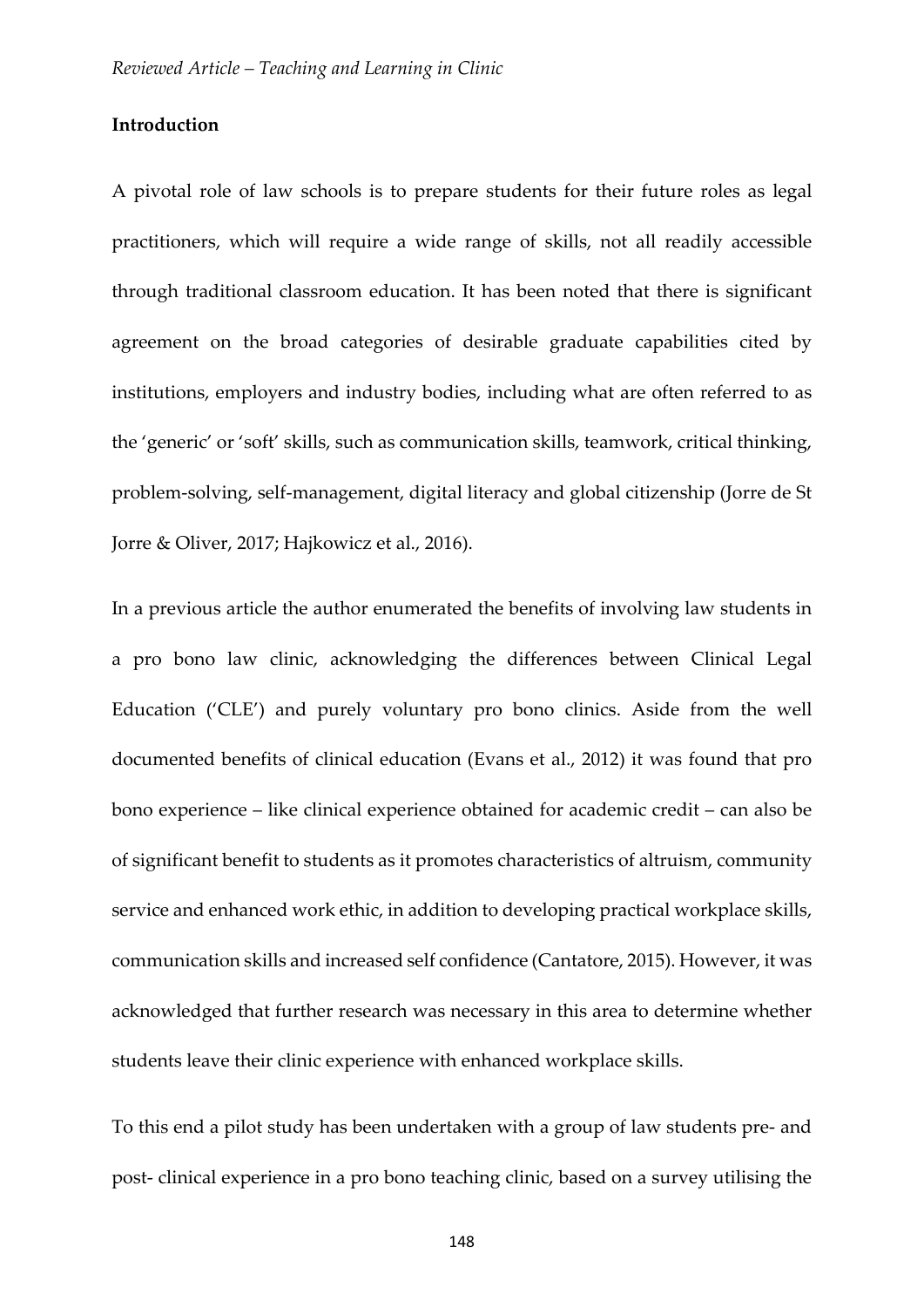## Introduction

A pivotal role of law schools is to prepare students for their future roles as legal practitioners, which will require a wide range of skills, not all readily accessible through traditional classroom education. It has been noted that there is significant agreement on the broad categories of desirable graduate capabilities cited by institutions, employers and industry bodies, including what are often referred to as the 'generic' or 'soft' skills, such as communication skills, teamwork, critical thinking, problem-solving, self-management, digital literacy and global citizenship (Jorre de St Jorre & Oliver, 2017; Hajkowicz et al., 2016).

In a previous article the author enumerated the benefits of involving law students in a pro bono law clinic, acknowledging the differences between Clinical Legal Education ('CLE') and purely voluntary pro bono clinics. Aside from the well documented benefits of clinical education (Evans et al., 2012) it was found that pro bono experience – like clinical experience obtained for academic credit – can also be of significant benefit to students as it promotes characteristics of altruism, community service and enhanced work ethic, in addition to developing practical workplace skills, communication skills and increased self confidence (Cantatore, 2015). However, it was acknowledged that further research was necessary in this area to determine whether students leave their clinic experience with enhanced workplace skills.

To this end a pilot study has been undertaken with a group of law students pre- and post- clinical experience in a pro bono teaching clinic, based on a survey utilising the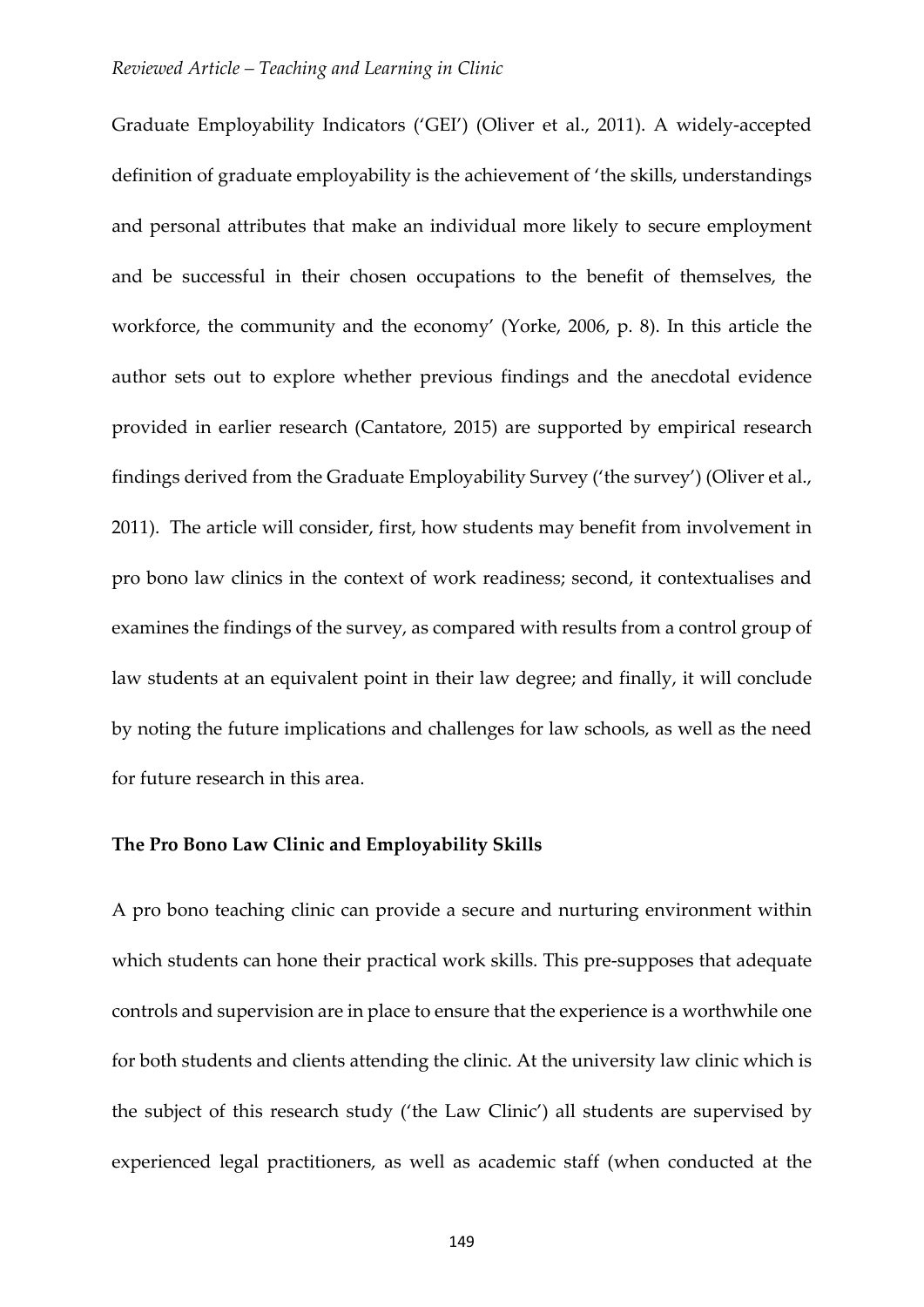Graduate Employability Indicators ('GEI') (Oliver et al., 2011). A widely-accepted definition of graduate employability is the achievement of 'the skills, understandings and personal attributes that make an individual more likely to secure employment and be successful in their chosen occupations to the benefit of themselves, the workforce, the community and the economy' (Yorke, 2006, p. 8). In this article the author sets out to explore whether previous findings and the anecdotal evidence provided in earlier research (Cantatore, 2015) are supported by empirical research findings derived from the Graduate Employability Survey ('the survey') (Oliver et al., 2011). The article will consider, first, how students may benefit from involvement in pro bono law clinics in the context of work readiness; second, it contextualises and examines the findings of the survey, as compared with results from a control group of law students at an equivalent point in their law degree; and finally, it will conclude by noting the future implications and challenges for law schools, as well as the need for future research in this area.

**The Pro Bono Law Clinic and Employability Skills**

A pro bono teaching clinic can provide a secure and nurturing environment within which students can hone their practical work skills. This pre-supposes that adequate controls and supervision are in place to ensure that the experience is a worthwhile one for both students and clients attending the clinic. At the university law clinic which is the subject of this research study ('the Law Clinic') all students are supervised by experienced legal practitioners, as well as academic staff (when conducted at the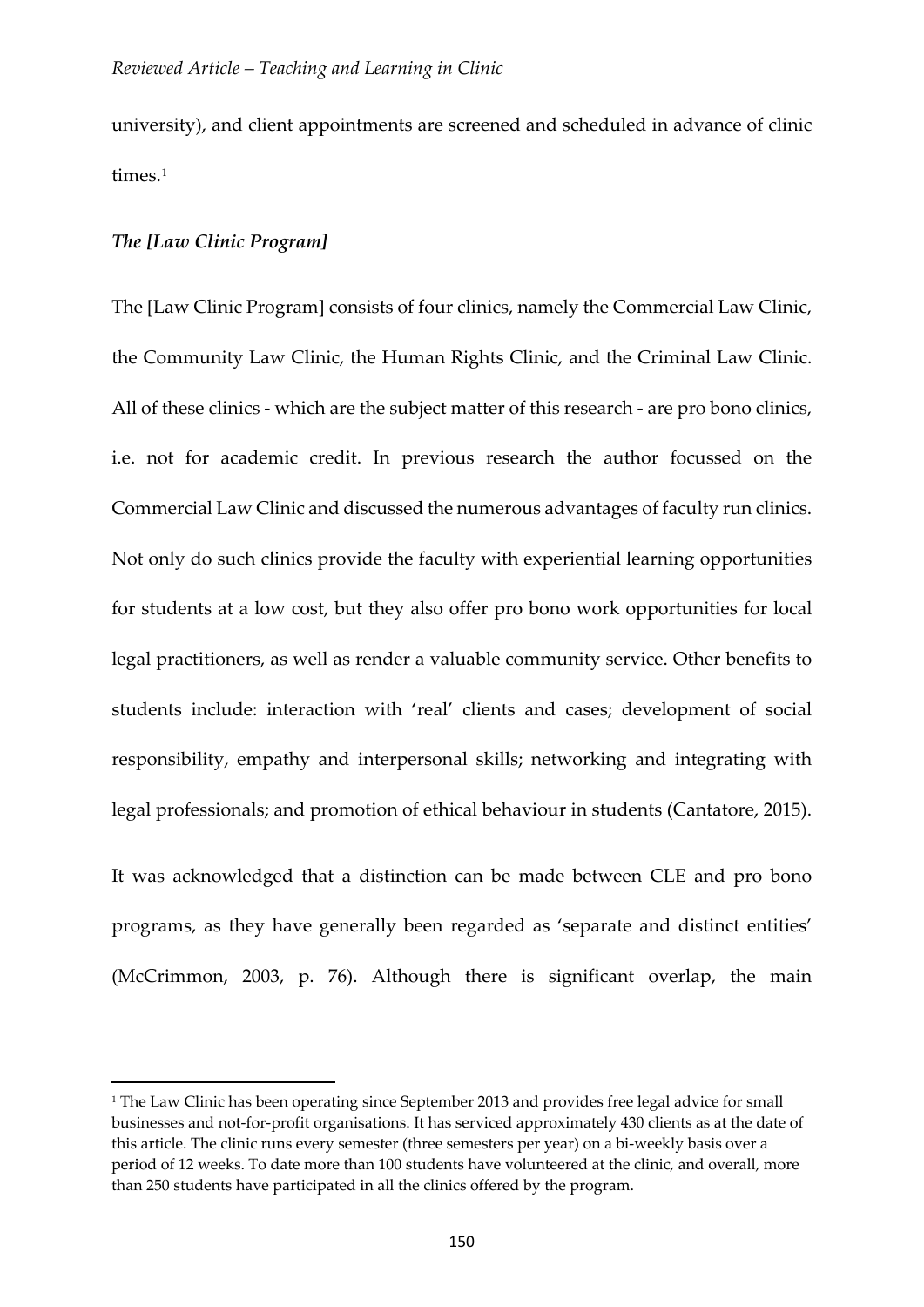university), and client appointments are screened and scheduled in advance of clinic times.[1]

### *The [Law Clinic Program]*

The [Law Clinic Program] consists of four clinics, namely the Commercial Law Clinic, the Community Law Clinic, the Human Rights Clinic, and the Criminal Law Clinic. All of these clinics - which are the subject matter of this research - are pro bono clinics, i.e. not for academic credit. In previous research the author focussed on the Commercial Law Clinic and discussed the numerous advantages of faculty run clinics. Not only do such clinics provide the faculty with experiential learning opportunities for students at a low cost, but they also offer pro bono work opportunities for local legal practitioners, as well as render a valuable community service. Other benefits to students include: interaction with 'real' clients and cases; development of social responsibility, empathy and interpersonal skills; networking and integrating with legal professionals; and promotion of ethical behaviour in students (Cantatore, 2015).

It was acknowledged that a distinction can be made between CLE and pro bono programs, as they have generally been regarded as 'separate and distinct entities' (McCrimmon, 2003, p. 76). Although there is significant overlap, the main

---

[1] The Law Clinic has been operating since September 2013 and provides free legal advice for small businesses and not-for-profit organisations. It has serviced approximately 430 clients as at the date of this article. The clinic runs every semester (three semesters per year) on a bi-weekly basis over a period of 12 weeks. To date more than 100 students have volunteered at the clinic, and overall, more than 250 students have participated in all the clinics offered by the program.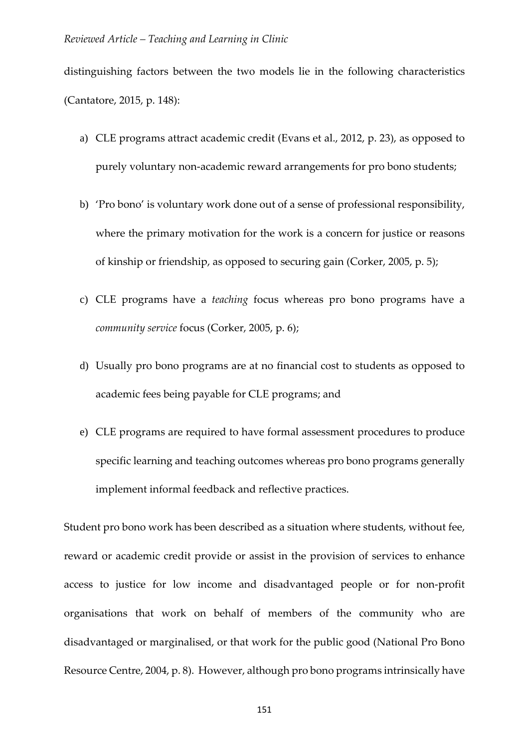distinguishing factors between the two models lie in the following characteristics (Cantatore, 2015, p. 148):

a) CLE programs attract academic credit (Evans et al., 2012, p. 23), as opposed to purely voluntary non-academic reward arrangements for pro bono students;

b) 'Pro bono' is voluntary work done out of a sense of professional responsibility, where the primary motivation for the work is a concern for justice or reasons of kinship or friendship, as opposed to securing gain (Corker, 2005, p. 5);

c) CLE programs have a *teaching* focus whereas pro bono programs have a *community service* focus (Corker, 2005, p. 6);

d) Usually pro bono programs are at no financial cost to students as opposed to academic fees being payable for CLE programs; and

e) CLE programs are required to have formal assessment procedures to produce specific learning and teaching outcomes whereas pro bono programs generally implement informal feedback and reflective practices.

Student pro bono work has been described as a situation where students, without fee, reward or academic credit provide or assist in the provision of services to enhance access to justice for low income and disadvantaged people or for non-profit organisations that work on behalf of members of the community who are disadvantaged or marginalised, or that work for the public good (National Pro Bono Resource Centre, 2004, p. 8). However, although pro bono programs intrinsically have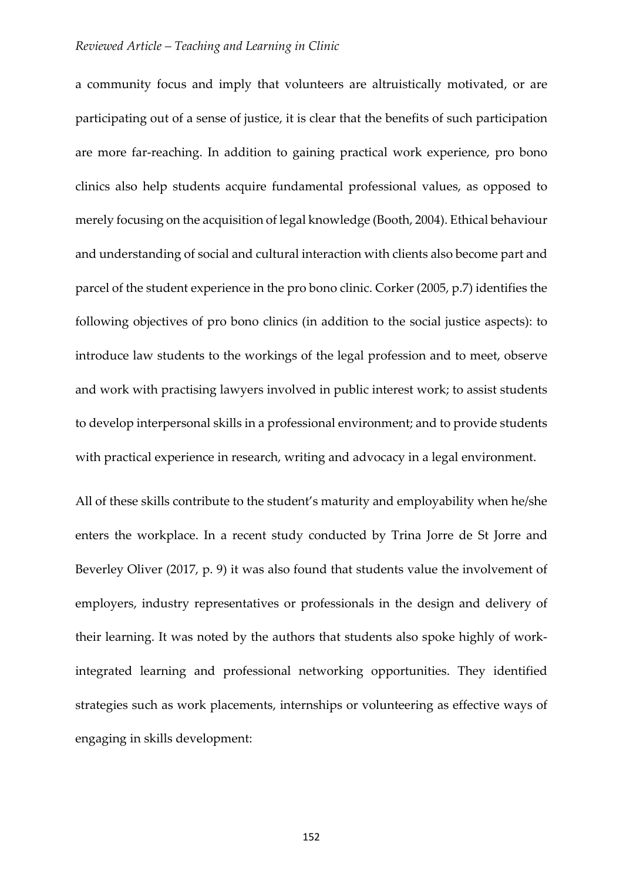a community focus and imply that volunteers are altruistically motivated, or are participating out of a sense of justice, it is clear that the benefits of such participation are more far-reaching. In addition to gaining practical work experience, pro bono clinics also help students acquire fundamental professional values, as opposed to merely focusing on the acquisition of legal knowledge (Booth, 2004). Ethical behaviour and understanding of social and cultural interaction with clients also become part and parcel of the student experience in the pro bono clinic. Corker (2005, p.7) identifies the following objectives of pro bono clinics (in addition to the social justice aspects): to introduce law students to the workings of the legal profession and to meet, observe and work with practising lawyers involved in public interest work; to assist students to develop interpersonal skills in a professional environment; and to provide students with practical experience in research, writing and advocacy in a legal environment.

All of these skills contribute to the student's maturity and employability when he/she enters the workplace. In a recent study conducted by Trina Jorre de St Jorre and Beverley Oliver (2017, p. 9) it was also found that students value the involvement of employers, industry representatives or professionals in the design and delivery of their learning. It was noted by the authors that students also spoke highly of work-integrated learning and professional networking opportunities. They identified strategies such as work placements, internships or volunteering as effective ways of engaging in skills development: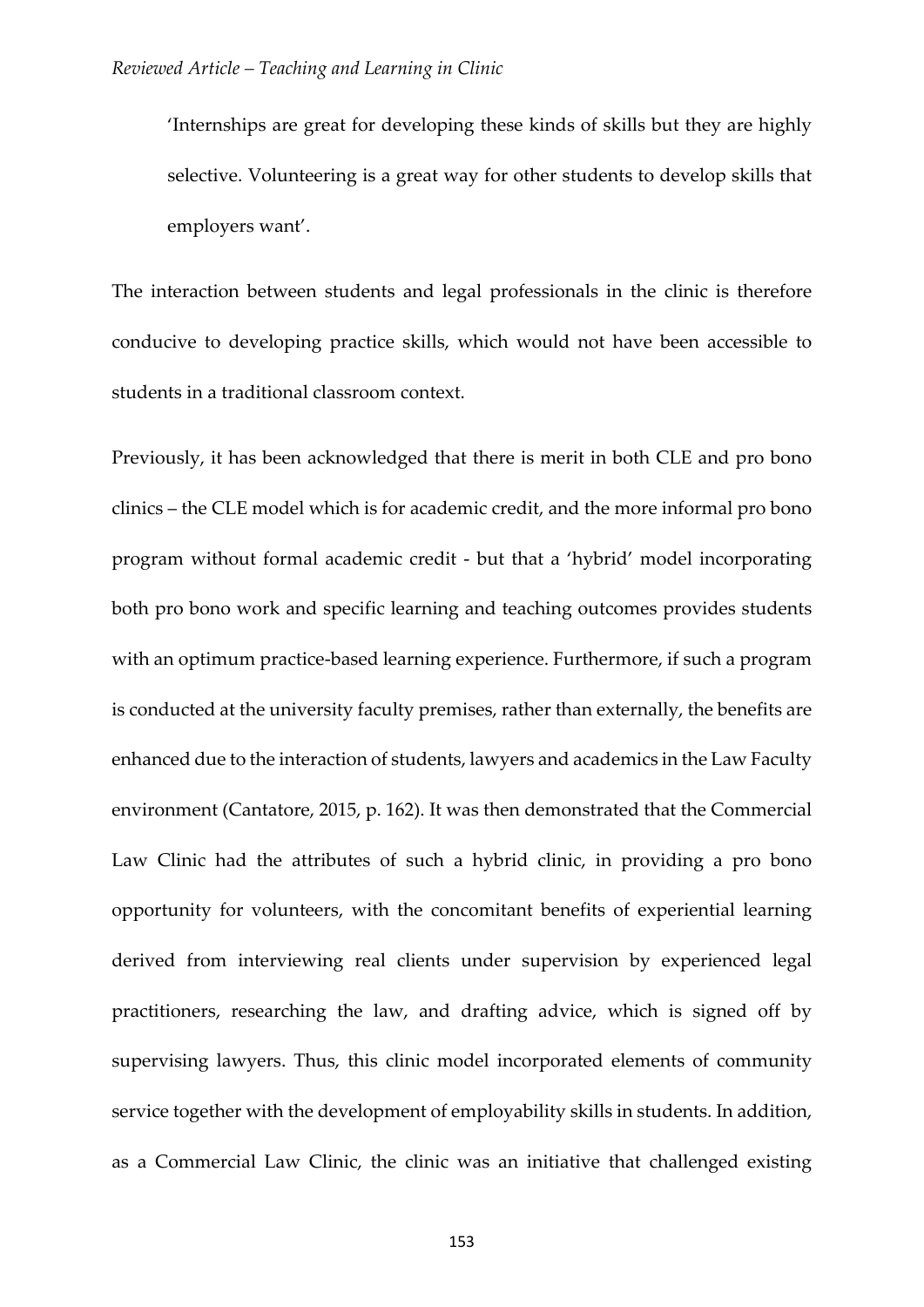> 'Internships are great for developing these kinds of skills but they are highly selective. Volunteering is a great way for other students to develop skills that employers want'.

The interaction between students and legal professionals in the clinic is therefore conducive to developing practice skills, which would not have been accessible to students in a traditional classroom context.

Previously, it has been acknowledged that there is merit in both CLE and pro bono clinics – the CLE model which is for academic credit, and the more informal pro bono program without formal academic credit - but that a 'hybrid' model incorporating both pro bono work and specific learning and teaching outcomes provides students with an optimum practice-based learning experience. Furthermore, if such a program is conducted at the university faculty premises, rather than externally, the benefits are enhanced due to the interaction of students, lawyers and academics in the Law Faculty environment (Cantatore, 2015, p. 162). It was then demonstrated that the Commercial Law Clinic had the attributes of such a hybrid clinic, in providing a pro bono opportunity for volunteers, with the concomitant benefits of experiential learning derived from interviewing real clients under supervision by experienced legal practitioners, researching the law, and drafting advice, which is signed off by supervising lawyers. Thus, this clinic model incorporated elements of community service together with the development of employability skills in students. In addition, as a Commercial Law Clinic, the clinic was an initiative that challenged existing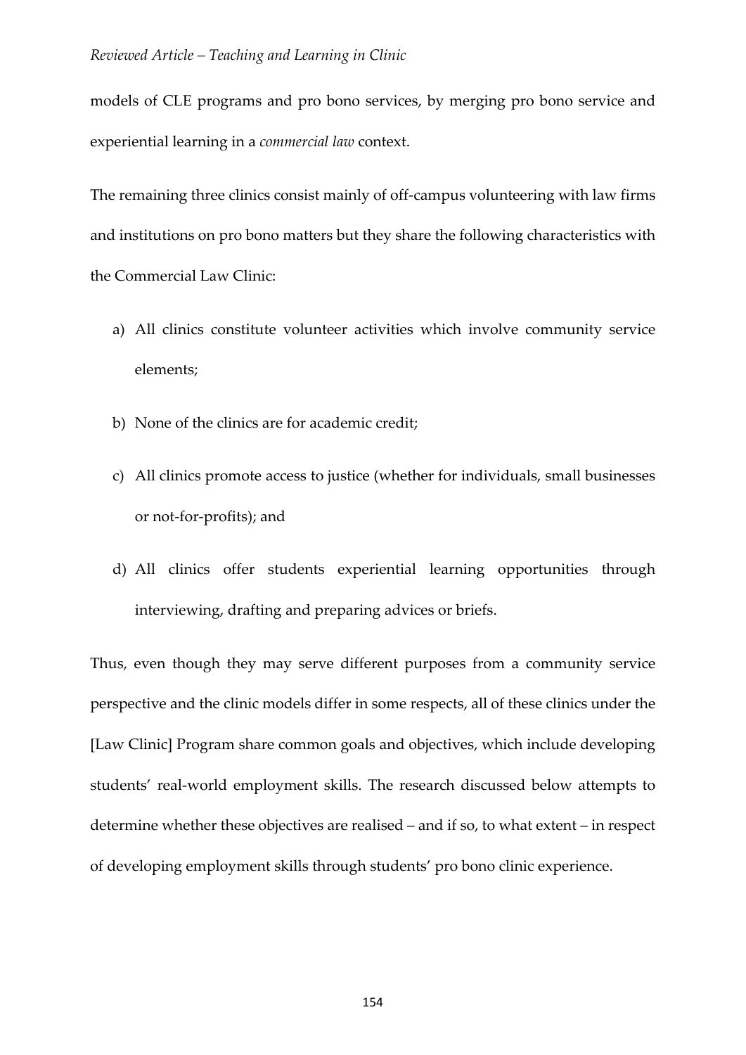models of CLE programs and pro bono services, by merging pro bono service and experiential learning in a *commercial law* context.

The remaining three clinics consist mainly of off-campus volunteering with law firms and institutions on pro bono matters but they share the following characteristics with the Commercial Law Clinic:

a) All clinics constitute volunteer activities which involve community service elements;

b) None of the clinics are for academic credit;

c) All clinics promote access to justice (whether for individuals, small businesses or not-for-profits); and

d) All clinics offer students experiential learning opportunities through interviewing, drafting and preparing advices or briefs.

Thus, even though they may serve different purposes from a community service perspective and the clinic models differ in some respects, all of these clinics under the [Law Clinic] Program share common goals and objectives, which include developing students' real-world employment skills. The research discussed below attempts to determine whether these objectives are realised – and if so, to what extent – in respect of developing employment skills through students' pro bono clinic experience.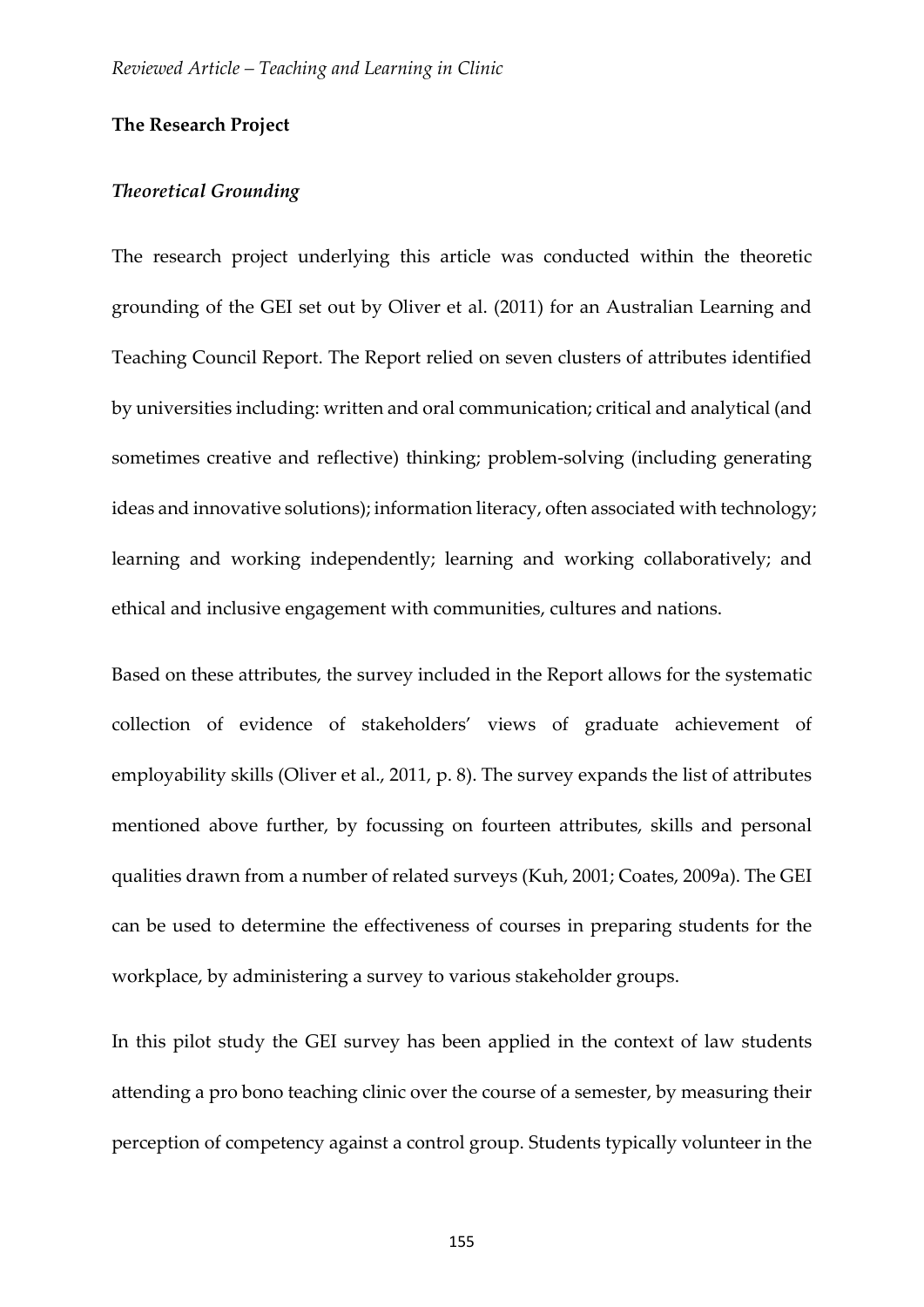## The Research Project

### *Theoretical Grounding*

The research project underlying this article was conducted within the theoretic grounding of the GEI set out by Oliver et al. (2011) for an Australian Learning and Teaching Council Report. The Report relied on seven clusters of attributes identified by universities including: written and oral communication; critical and analytical (and sometimes creative and reflective) thinking; problem-solving (including generating ideas and innovative solutions); information literacy, often associated with technology; learning and working independently; learning and working collaboratively; and ethical and inclusive engagement with communities, cultures and nations.

Based on these attributes, the survey included in the Report allows for the systematic collection of evidence of stakeholders' views of graduate achievement of employability skills (Oliver et al., 2011, p. 8). The survey expands the list of attributes mentioned above further, by focussing on fourteen attributes, skills and personal qualities drawn from a number of related surveys (Kuh, 2001; Coates, 2009a). The GEI can be used to determine the effectiveness of courses in preparing students for the workplace, by administering a survey to various stakeholder groups.

In this pilot study the GEI survey has been applied in the context of law students attending a pro bono teaching clinic over the course of a semester, by measuring their perception of competency against a control group. Students typically volunteer in the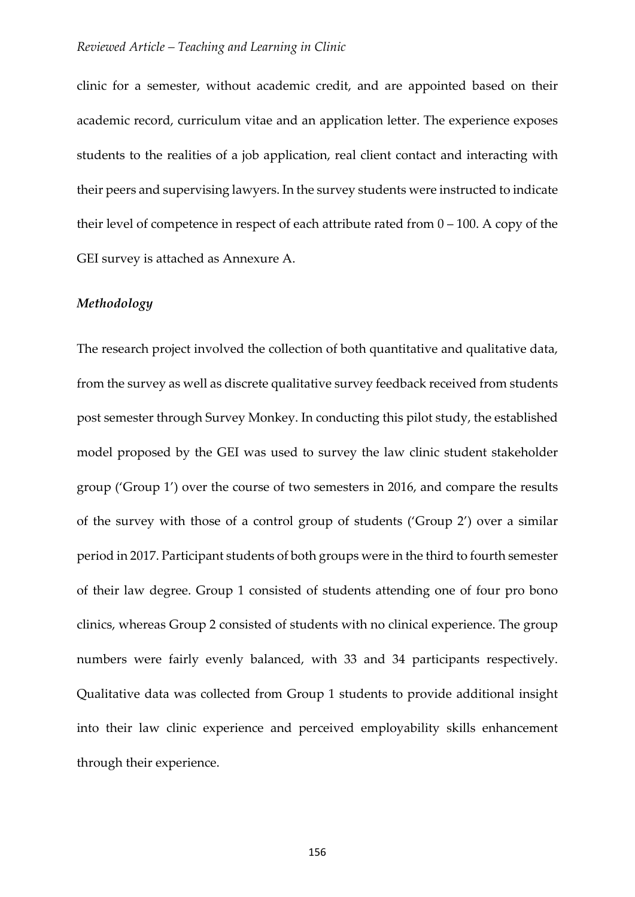clinic for a semester, without academic credit, and are appointed based on their academic record, curriculum vitae and an application letter. The experience exposes students to the realities of a job application, real client contact and interacting with their peers and supervising lawyers. In the survey students were instructed to indicate their level of competence in respect of each attribute rated from 0 – 100. A copy of the GEI survey is attached as Annexure A.

### *Methodology*

The research project involved the collection of both quantitative and qualitative data, from the survey as well as discrete qualitative survey feedback received from students post semester through Survey Monkey. In conducting this pilot study, the established model proposed by the GEI was used to survey the law clinic student stakeholder group ('Group 1') over the course of two semesters in 2016, and compare the results of the survey with those of a control group of students ('Group 2') over a similar period in 2017. Participant students of both groups were in the third to fourth semester of their law degree. Group 1 consisted of students attending one of four pro bono clinics, whereas Group 2 consisted of students with no clinical experience. The group numbers were fairly evenly balanced, with 33 and 34 participants respectively. Qualitative data was collected from Group 1 students to provide additional insight into their law clinic experience and perceived employability skills enhancement through their experience.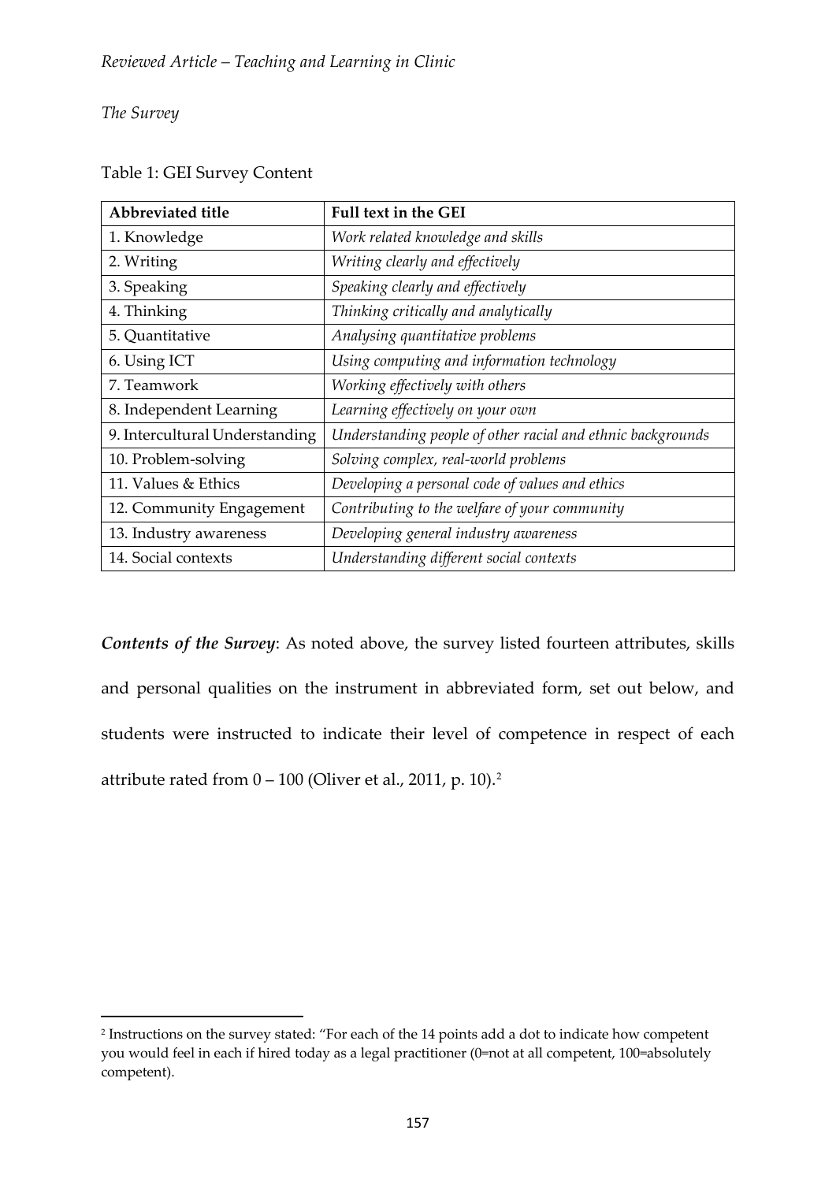*The Survey*

Table 1: GEI Survey Content

| **Abbreviated title** | **Full text in the GEI** |
|---|---|
| 1. Knowledge | *Work related knowledge and skills* |
| 2. Writing | *Writing clearly and effectively* |
| 3. Speaking | *Speaking clearly and effectively* |
| 4. Thinking | *Thinking critically and analytically* |
| 5. Quantitative | *Analysing quantitative problems* |
| 6. Using ICT | *Using computing and information technology* |
| 7. Teamwork | *Working effectively with others* |
| 8. Independent Learning | *Learning effectively on your own* |
| 9. Intercultural Understanding | *Understanding people of other racial and ethnic backgrounds* |
| 10. Problem-solving | *Solving complex, real-world problems* |
| 11. Values & Ethics | *Developing a personal code of values and ethics* |
| 12. Community Engagement | *Contributing to the welfare of your community* |
| 13. Industry awareness | *Developing general industry awareness* |
| 14. Social contexts | *Understanding different social contexts* |

***Contents of the Survey***: As noted above, the survey listed fourteen attributes, skills and personal qualities on the instrument in abbreviated form, set out below, and students were instructed to indicate their level of competence in respect of each attribute rated from 0 – 100 (Oliver et al., 2011, p. 10).[2]

[2] Instructions on the survey stated: "For each of the 14 points add a dot to indicate how competent you would feel in each if hired today as a legal practitioner (0=not at all competent, 100=absolutely competent).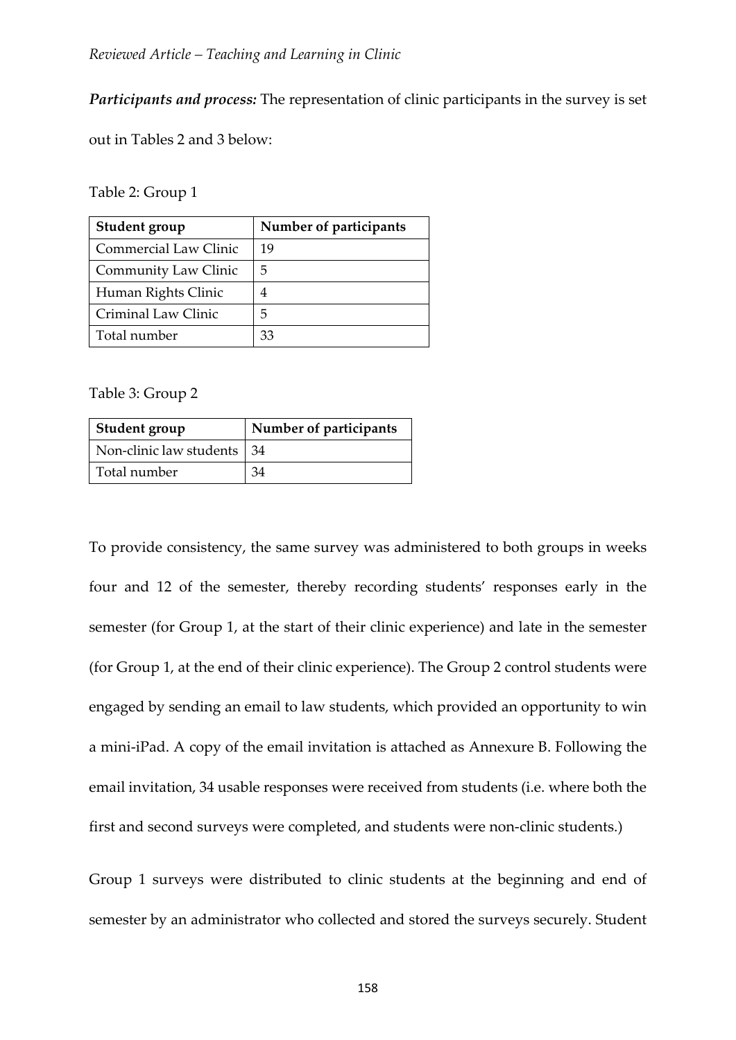***Participants and process:*** The representation of clinic participants in the survey is set out in Tables 2 and 3 below:

Table 2: Group 1

| **Student group** | **Number of participants** |
|---|---|
| Commercial Law Clinic | 19 |
| Community Law Clinic | 5 |
| Human Rights Clinic | 4 |
| Criminal Law Clinic | 5 |
| Total number | 33 |

Table 3: Group 2

| **Student group** | **Number of participants** |
|---|---|
| Non-clinic law students | 34 |
| Total number | 34 |

To provide consistency, the same survey was administered to both groups in weeks four and 12 of the semester, thereby recording students' responses early in the semester (for Group 1, at the start of their clinic experience) and late in the semester (for Group 1, at the end of their clinic experience). The Group 2 control students were engaged by sending an email to law students, which provided an opportunity to win a mini-iPad. A copy of the email invitation is attached as Annexure B. Following the email invitation, 34 usable responses were received from students (i.e. where both the first and second surveys were completed, and students were non-clinic students.)

Group 1 surveys were distributed to clinic students at the beginning and end of semester by an administrator who collected and stored the surveys securely. Student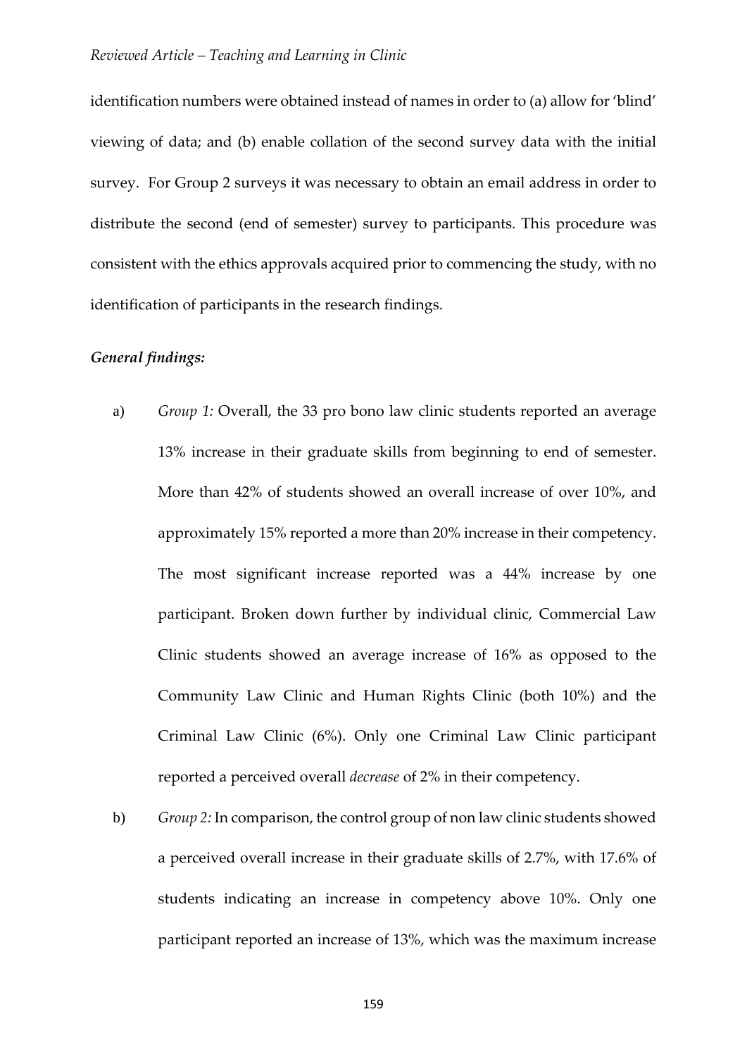identification numbers were obtained instead of names in order to (a) allow for 'blind' viewing of data; and (b) enable collation of the second survey data with the initial survey. For Group 2 surveys it was necessary to obtain an email address in order to distribute the second (end of semester) survey to participants. This procedure was consistent with the ethics approvals acquired prior to commencing the study, with no identification of participants in the research findings.

***General findings:***

a) *Group 1:* Overall, the 33 pro bono law clinic students reported an average 13% increase in their graduate skills from beginning to end of semester. More than 42% of students showed an overall increase of over 10%, and approximately 15% reported a more than 20% increase in their competency. The most significant increase reported was a 44% increase by one participant. Broken down further by individual clinic, Commercial Law Clinic students showed an average increase of 16% as opposed to the Community Law Clinic and Human Rights Clinic (both 10%) and the Criminal Law Clinic (6%). Only one Criminal Law Clinic participant reported a perceived overall *decrease* of 2% in their competency.

b) *Group 2:* In comparison, the control group of non law clinic students showed a perceived overall increase in their graduate skills of 2.7%, with 17.6% of students indicating an increase in competency above 10%. Only one participant reported an increase of 13%, which was the maximum increase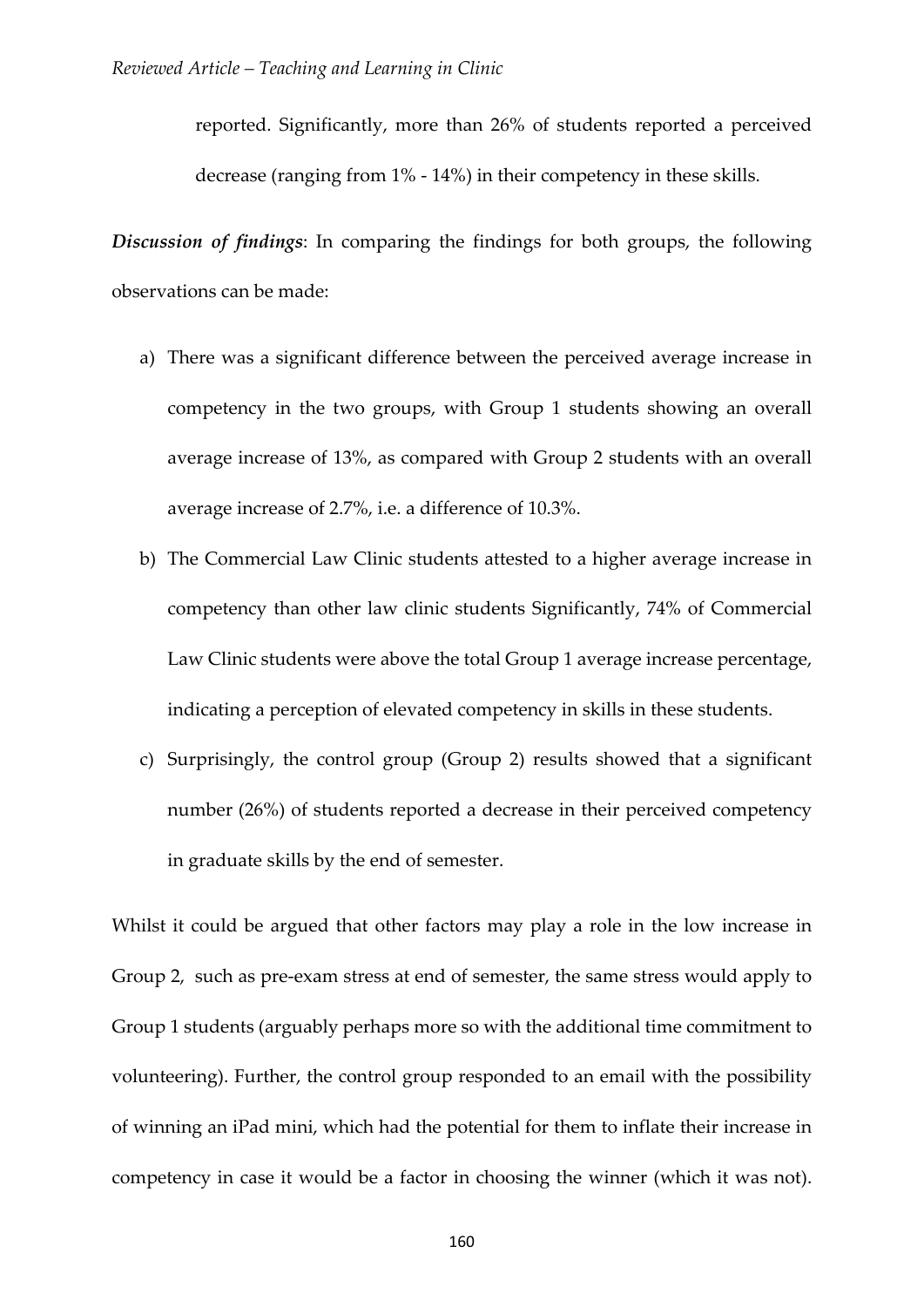reported. Significantly, more than 26% of students reported a perceived decrease (ranging from 1% - 14%) in their competency in these skills.

***Discussion of findings***: In comparing the findings for both groups, the following observations can be made:

a) There was a significant difference between the perceived average increase in competency in the two groups, with Group 1 students showing an overall average increase of 13%, as compared with Group 2 students with an overall average increase of 2.7%, i.e. a difference of 10.3%.

b) The Commercial Law Clinic students attested to a higher average increase in competency than other law clinic students Significantly, 74% of Commercial Law Clinic students were above the total Group 1 average increase percentage, indicating a perception of elevated competency in skills in these students.

c) Surprisingly, the control group (Group 2) results showed that a significant number (26%) of students reported a decrease in their perceived competency in graduate skills by the end of semester.

Whilst it could be argued that other factors may play a role in the low increase in Group 2, such as pre-exam stress at end of semester, the same stress would apply to Group 1 students (arguably perhaps more so with the additional time commitment to volunteering). Further, the control group responded to an email with the possibility of winning an iPad mini, which had the potential for them to inflate their increase in competency in case it would be a factor in choosing the winner (which it was not).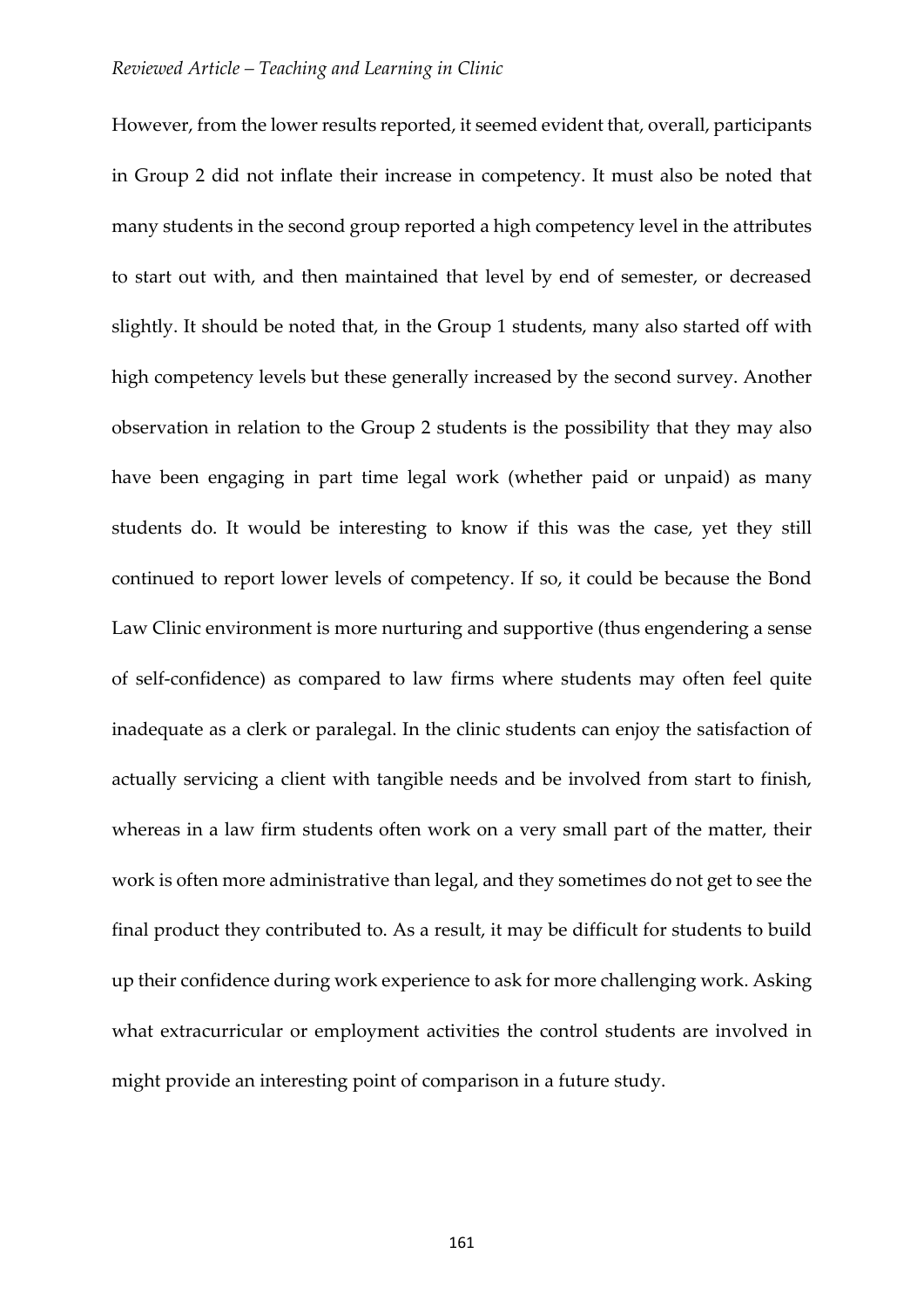However, from the lower results reported, it seemed evident that, overall, participants in Group 2 did not inflate their increase in competency. It must also be noted that many students in the second group reported a high competency level in the attributes to start out with, and then maintained that level by end of semester, or decreased slightly. It should be noted that, in the Group 1 students, many also started off with high competency levels but these generally increased by the second survey. Another observation in relation to the Group 2 students is the possibility that they may also have been engaging in part time legal work (whether paid or unpaid) as many students do. It would be interesting to know if this was the case, yet they still continued to report lower levels of competency. If so, it could be because the Bond Law Clinic environment is more nurturing and supportive (thus engendering a sense of self-confidence) as compared to law firms where students may often feel quite inadequate as a clerk or paralegal. In the clinic students can enjoy the satisfaction of actually servicing a client with tangible needs and be involved from start to finish, whereas in a law firm students often work on a very small part of the matter, their work is often more administrative than legal, and they sometimes do not get to see the final product they contributed to. As a result, it may be difficult for students to build up their confidence during work experience to ask for more challenging work. Asking what extracurricular or employment activities the control students are involved in might provide an interesting point of comparison in a future study.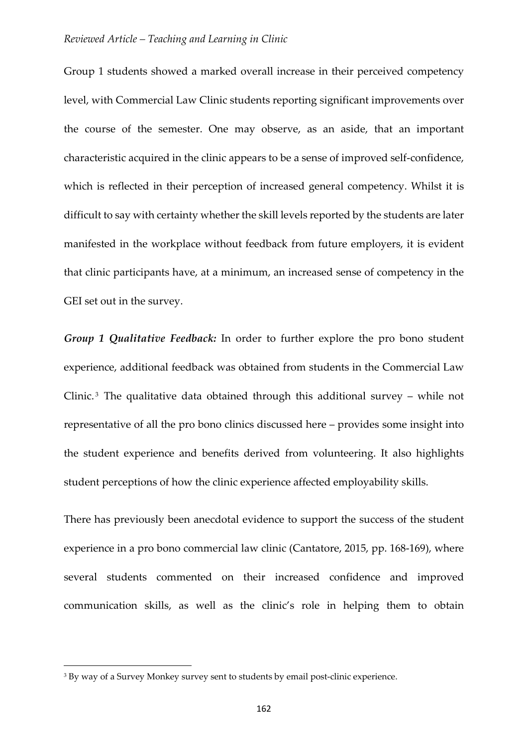Group 1 students showed a marked overall increase in their perceived competency level, with Commercial Law Clinic students reporting significant improvements over the course of the semester. One may observe, as an aside, that an important characteristic acquired in the clinic appears to be a sense of improved self-confidence, which is reflected in their perception of increased general competency. Whilst it is difficult to say with certainty whether the skill levels reported by the students are later manifested in the workplace without feedback from future employers, it is evident that clinic participants have, at a minimum, an increased sense of competency in the GEI set out in the survey.

***Group 1 Qualitative Feedback:*** In order to further explore the pro bono student experience, additional feedback was obtained from students in the Commercial Law Clinic.[3] The qualitative data obtained through this additional survey – while not representative of all the pro bono clinics discussed here – provides some insight into the student experience and benefits derived from volunteering. It also highlights student perceptions of how the clinic experience affected employability skills.

There has previously been anecdotal evidence to support the success of the student experience in a pro bono commercial law clinic (Cantatore, 2015, pp. 168-169), where several students commented on their increased confidence and improved communication skills, as well as the clinic's role in helping them to obtain

---

[3] By way of a Survey Monkey survey sent to students by email post-clinic experience.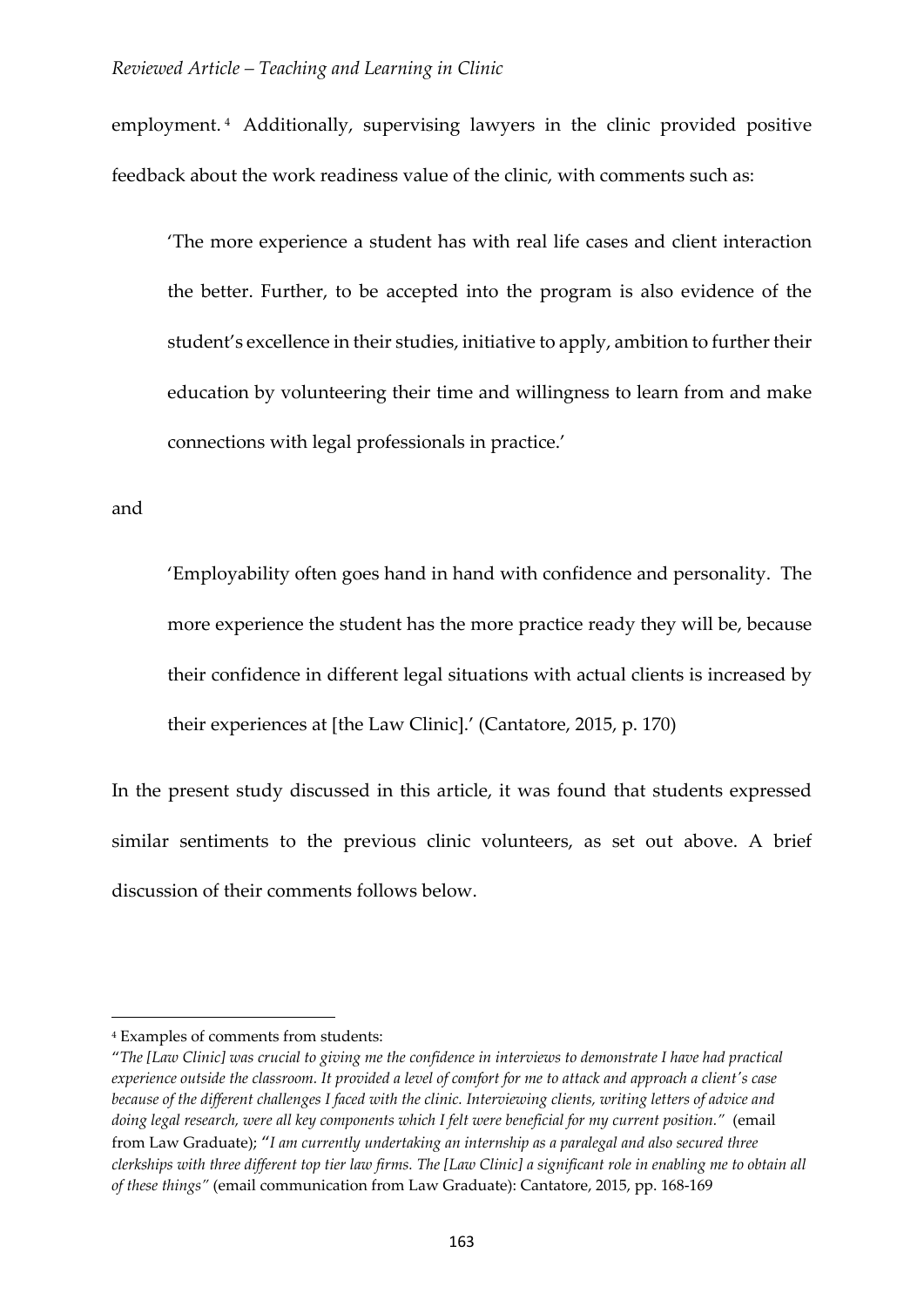employment.[4] Additionally, supervising lawyers in the clinic provided positive feedback about the work readiness value of the clinic, with comments such as:

> 'The more experience a student has with real life cases and client interaction the better. Further, to be accepted into the program is also evidence of the student's excellence in their studies, initiative to apply, ambition to further their education by volunteering their time and willingness to learn from and make connections with legal professionals in practice.'

and

> 'Employability often goes hand in hand with confidence and personality. The more experience the student has the more practice ready they will be, because their confidence in different legal situations with actual clients is increased by their experiences at [the Law Clinic].' (Cantatore, 2015, p. 170)

In the present study discussed in this article, it was found that students expressed similar sentiments to the previous clinic volunteers, as set out above. A brief discussion of their comments follows below.

---

[4] Examples of comments from students:
"*The [Law Clinic] was crucial to giving me the confidence in interviews to demonstrate I have had practical experience outside the classroom. It provided a level of comfort for me to attack and approach a client's case because of the different challenges I faced with the clinic. Interviewing clients, writing letters of advice and doing legal research, were all key components which I felt were beneficial for my current position."* (email from Law Graduate); "*I am currently undertaking an internship as a paralegal and also secured three clerkships with three different top tier law firms. The [Law Clinic] a significant role in enabling me to obtain all of these things"* (email communication from Law Graduate): Cantatore, 2015, pp. 168-169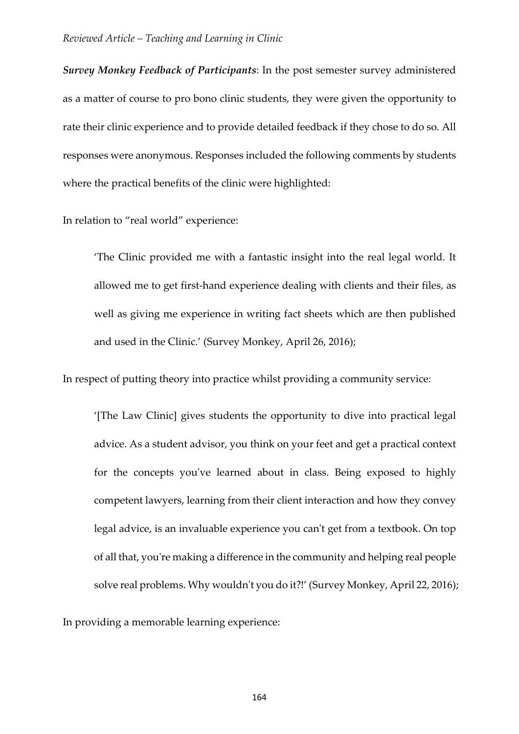***Survey Monkey Feedback of Participants***: In the post semester survey administered as a matter of course to pro bono clinic students, they were given the opportunity to rate their clinic experience and to provide detailed feedback if they chose to do so. All responses were anonymous. Responses included the following comments by students where the practical benefits of the clinic were highlighted:

In relation to "real world" experience:

> 'The Clinic provided me with a fantastic insight into the real legal world. It allowed me to get first-hand experience dealing with clients and their files, as well as giving me experience in writing fact sheets which are then published and used in the Clinic.' (Survey Monkey, April 26, 2016);

In respect of putting theory into practice whilst providing a community service:

> '[The Law Clinic] gives students the opportunity to dive into practical legal advice. As a student advisor, you think on your feet and get a practical context for the concepts you've learned about in class. Being exposed to highly competent lawyers, learning from their client interaction and how they convey legal advice, is an invaluable experience you can't get from a textbook. On top of all that, you're making a difference in the community and helping real people solve real problems. Why wouldn't you do it?!' (Survey Monkey, April 22, 2016);

In providing a memorable learning experience: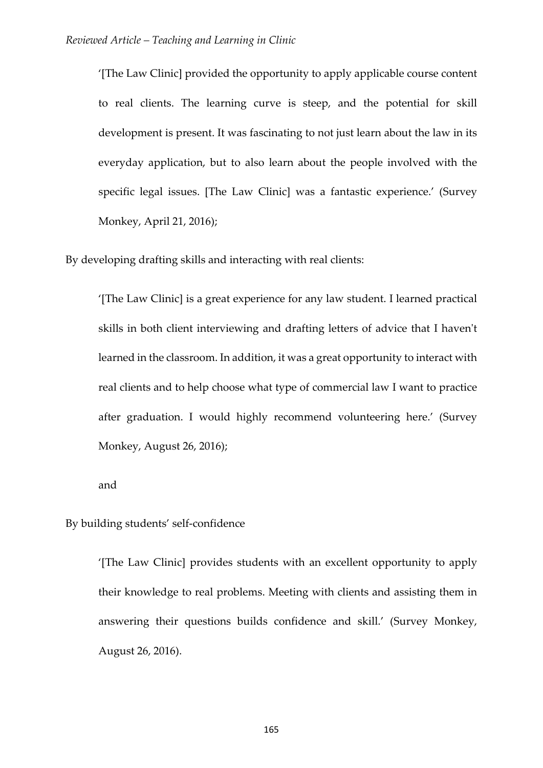> '[The Law Clinic] provided the opportunity to apply applicable course content to real clients. The learning curve is steep, and the potential for skill development is present. It was fascinating to not just learn about the law in its everyday application, but to also learn about the people involved with the specific legal issues. [The Law Clinic] was a fantastic experience.' (Survey Monkey, April 21, 2016);

By developing drafting skills and interacting with real clients:

> '[The Law Clinic] is a great experience for any law student. I learned practical skills in both client interviewing and drafting letters of advice that I haven't learned in the classroom. In addition, it was a great opportunity to interact with real clients and to help choose what type of commercial law I want to practice after graduation. I would highly recommend volunteering here.' (Survey Monkey, August 26, 2016);

and

By building students' self-confidence

> '[The Law Clinic] provides students with an excellent opportunity to apply their knowledge to real problems. Meeting with clients and assisting them in answering their questions builds confidence and skill.' (Survey Monkey, August 26, 2016).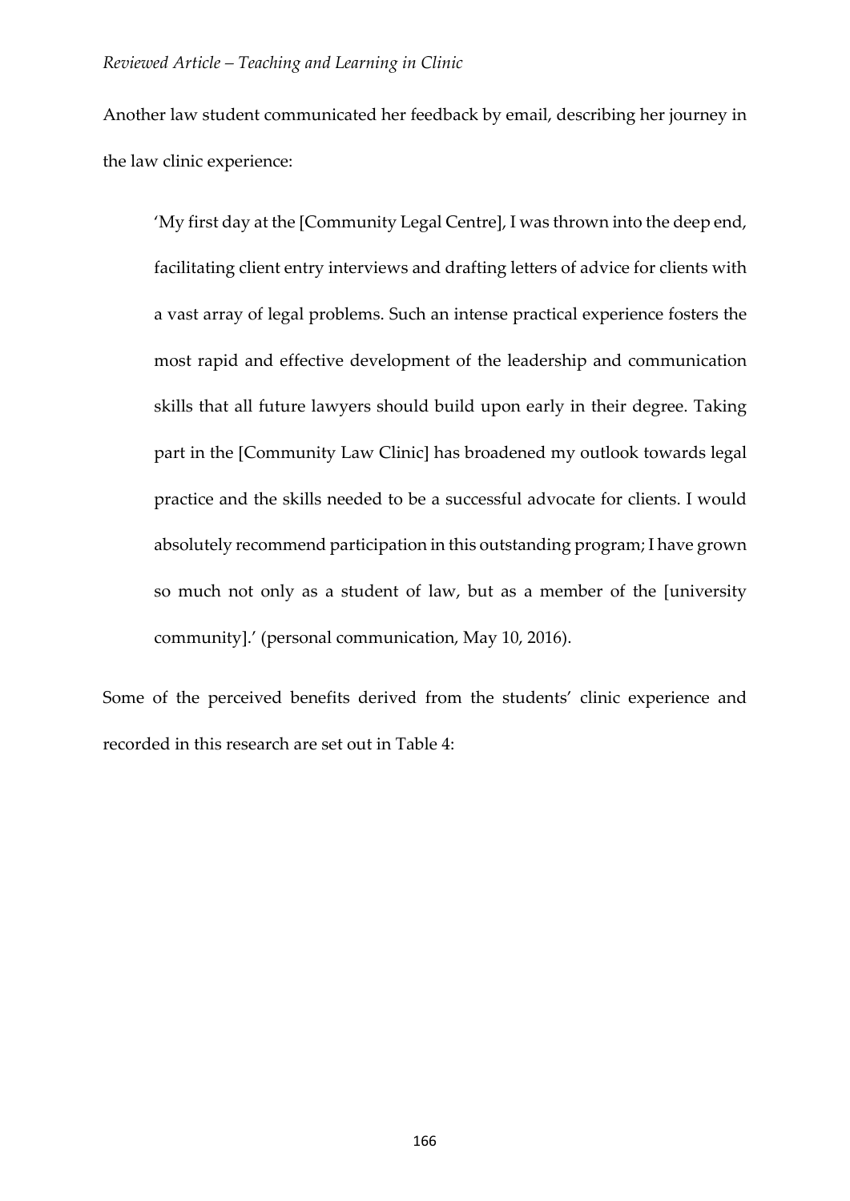Another law student communicated her feedback by email, describing her journey in the law clinic experience:

> 'My first day at the [Community Legal Centre], I was thrown into the deep end, facilitating client entry interviews and drafting letters of advice for clients with a vast array of legal problems. Such an intense practical experience fosters the most rapid and effective development of the leadership and communication skills that all future lawyers should build upon early in their degree. Taking part in the [Community Law Clinic] has broadened my outlook towards legal practice and the skills needed to be a successful advocate for clients. I would absolutely recommend participation in this outstanding program; I have grown so much not only as a student of law, but as a member of the [university community].' (personal communication, May 10, 2016).

Some of the perceived benefits derived from the students' clinic experience and recorded in this research are set out in Table 4: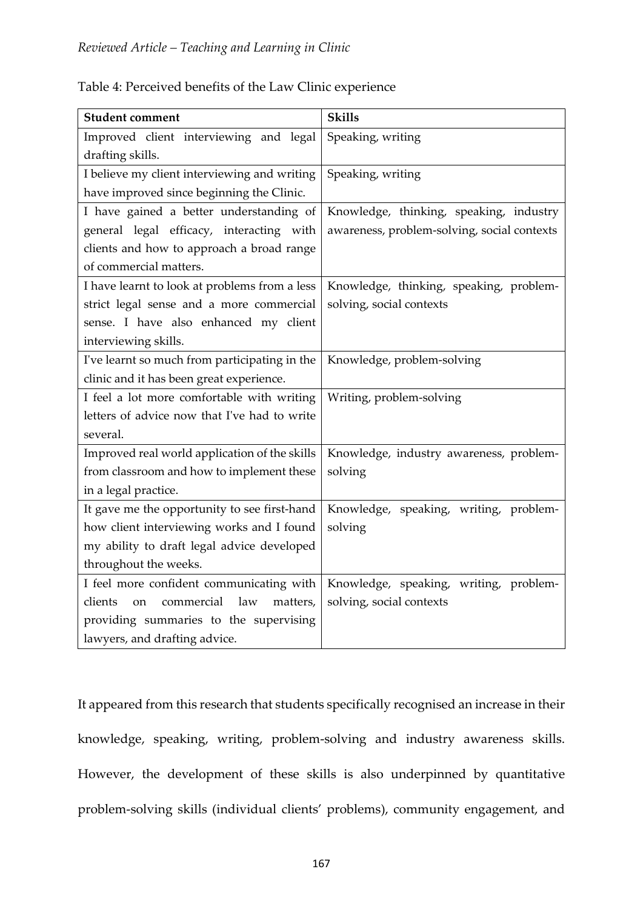Table 4: Perceived benefits of the Law Clinic experience

| Student comment | Skills |
| --- | --- |
| Improved client interviewing and legal drafting skills. | Speaking, writing |
| I believe my client interviewing and writing have improved since beginning the Clinic. | Speaking, writing |
| I have gained a better understanding of general legal efficacy, interacting with clients and how to approach a broad range of commercial matters. | Knowledge, thinking, speaking, industry awareness, problem-solving, social contexts |
| I have learnt to look at problems from a less strict legal sense and a more commercial sense. I have also enhanced my client interviewing skills. | Knowledge, thinking, speaking, problem-solving, social contexts |
| I've learnt so much from participating in the clinic and it has been great experience. | Knowledge, problem-solving |
| I feel a lot more comfortable with writing letters of advice now that I've had to write several. | Writing, problem-solving |
| Improved real world application of the skills from classroom and how to implement these in a legal practice. | Knowledge, industry awareness, problem-solving |
| It gave me the opportunity to see first-hand how client interviewing works and I found my ability to draft legal advice developed throughout the weeks. | Knowledge, speaking, writing, problem-solving |
| I feel more confident communicating with clients on commercial law matters, providing summaries to the supervising lawyers, and drafting advice. | Knowledge, speaking, writing, problem-solving, social contexts |

It appeared from this research that students specifically recognised an increase in their knowledge, speaking, writing, problem-solving and industry awareness skills. However, the development of these skills is also underpinned by quantitative problem-solving skills (individual clients' problems), community engagement, and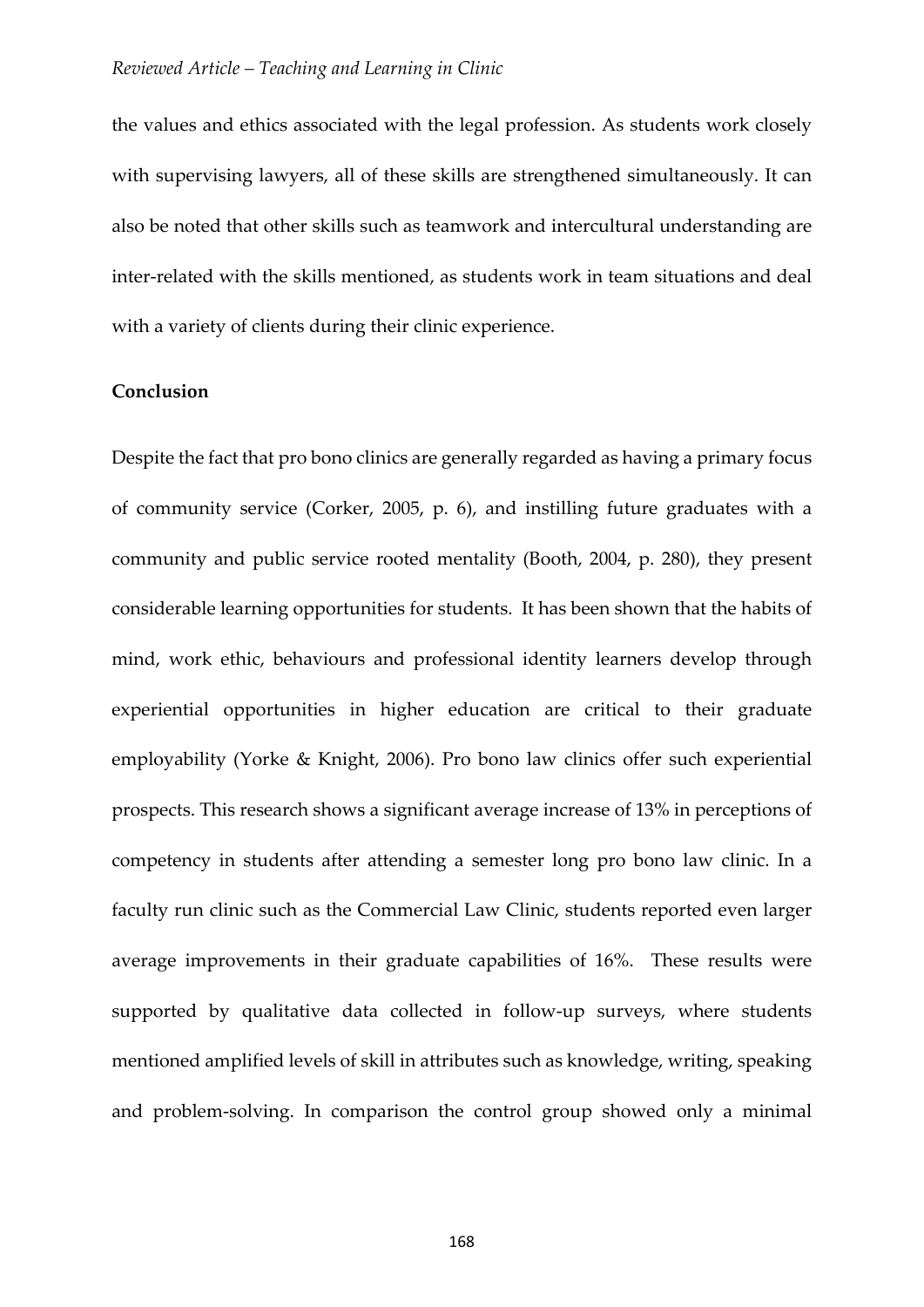the values and ethics associated with the legal profession. As students work closely with supervising lawyers, all of these skills are strengthened simultaneously. It can also be noted that other skills such as teamwork and intercultural understanding are inter-related with the skills mentioned, as students work in team situations and deal with a variety of clients during their clinic experience.

**Conclusion**

Despite the fact that pro bono clinics are generally regarded as having a primary focus of community service (Corker, 2005, p. 6), and instilling future graduates with a community and public service rooted mentality (Booth, 2004, p. 280), they present considerable learning opportunities for students. It has been shown that the habits of mind, work ethic, behaviours and professional identity learners develop through experiential opportunities in higher education are critical to their graduate employability (Yorke & Knight, 2006). Pro bono law clinics offer such experiential prospects. This research shows a significant average increase of 13% in perceptions of competency in students after attending a semester long pro bono law clinic. In a faculty run clinic such as the Commercial Law Clinic, students reported even larger average improvements in their graduate capabilities of 16%. These results were supported by qualitative data collected in follow-up surveys, where students mentioned amplified levels of skill in attributes such as knowledge, writing, speaking and problem-solving. In comparison the control group showed only a minimal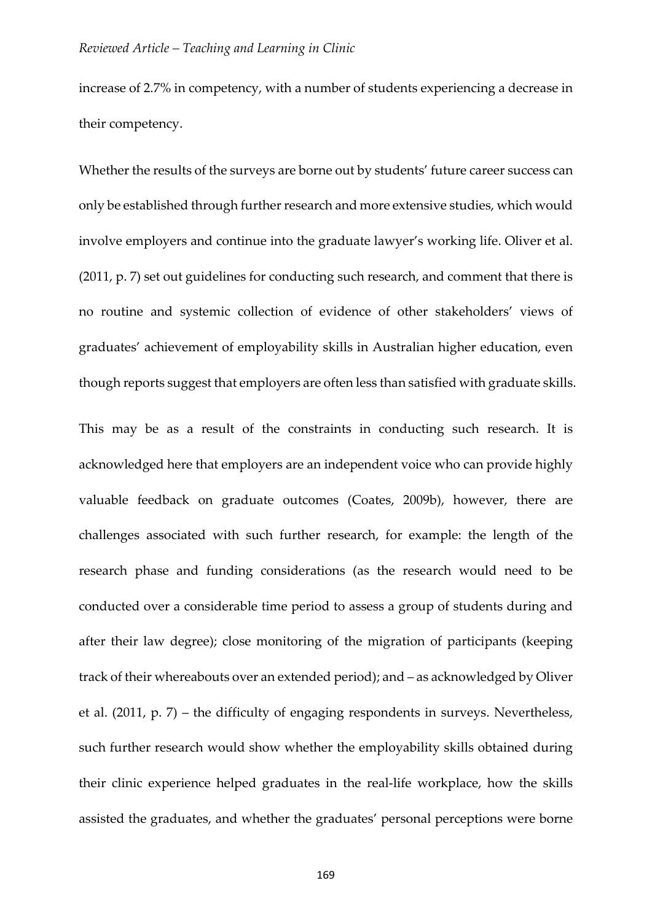increase of 2.7% in competency, with a number of students experiencing a decrease in their competency.

Whether the results of the surveys are borne out by students' future career success can only be established through further research and more extensive studies, which would involve employers and continue into the graduate lawyer's working life. Oliver et al. (2011, p. 7) set out guidelines for conducting such research, and comment that there is no routine and systemic collection of evidence of other stakeholders' views of graduates' achievement of employability skills in Australian higher education, even though reports suggest that employers are often less than satisfied with graduate skills.

This may be as a result of the constraints in conducting such research. It is acknowledged here that employers are an independent voice who can provide highly valuable feedback on graduate outcomes (Coates, 2009b), however, there are challenges associated with such further research, for example: the length of the research phase and funding considerations (as the research would need to be conducted over a considerable time period to assess a group of students during and after their law degree); close monitoring of the migration of participants (keeping track of their whereabouts over an extended period); and – as acknowledged by Oliver et al. (2011, p. 7) – the difficulty of engaging respondents in surveys. Nevertheless, such further research would show whether the employability skills obtained during their clinic experience helped graduates in the real-life workplace, how the skills assisted the graduates, and whether the graduates' personal perceptions were borne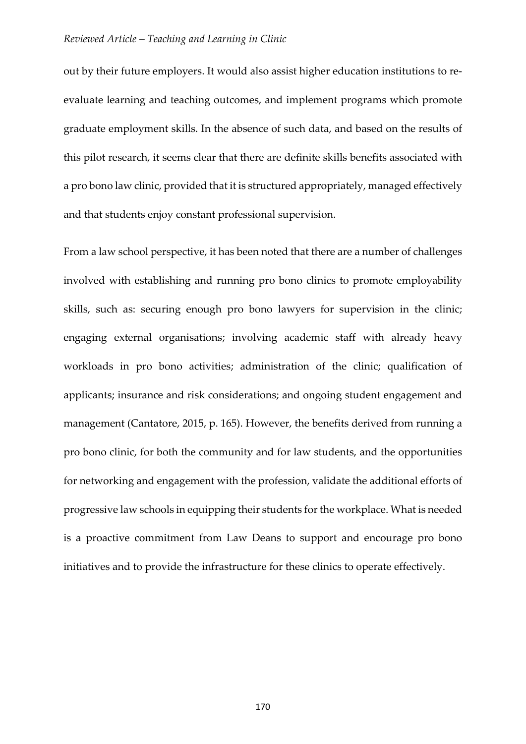out by their future employers. It would also assist higher education institutions to re-evaluate learning and teaching outcomes, and implement programs which promote graduate employment skills. In the absence of such data, and based on the results of this pilot research, it seems clear that there are definite skills benefits associated with a pro bono law clinic, provided that it is structured appropriately, managed effectively and that students enjoy constant professional supervision.

From a law school perspective, it has been noted that there are a number of challenges involved with establishing and running pro bono clinics to promote employability skills, such as: securing enough pro bono lawyers for supervision in the clinic; engaging external organisations; involving academic staff with already heavy workloads in pro bono activities; administration of the clinic; qualification of applicants; insurance and risk considerations; and ongoing student engagement and management (Cantatore, 2015, p. 165). However, the benefits derived from running a pro bono clinic, for both the community and for law students, and the opportunities for networking and engagement with the profession, validate the additional efforts of progressive law schools in equipping their students for the workplace. What is needed is a proactive commitment from Law Deans to support and encourage pro bono initiatives and to provide the infrastructure for these clinics to operate effectively.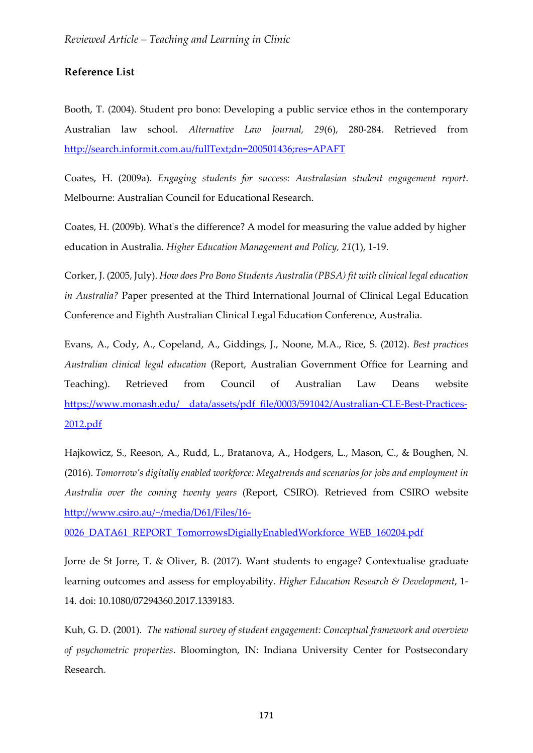## Reference List

Booth, T. (2004). Student pro bono: Developing a public service ethos in the contemporary Australian law school. *Alternative Law Journal, 29*(6), 280-284. Retrieved from http://search.informit.com.au/fullText;dn=200501436;res=APAFT

Coates, H. (2009a). *Engaging students for success: Australasian student engagement report*. Melbourne: Australian Council for Educational Research.

Coates, H. (2009b). What's the difference? A model for measuring the value added by higher education in Australia. *Higher Education Management and Policy, 21*(1), 1-19.

Corker, J. (2005, July). *How does Pro Bono Students Australia (PBSA) fit with clinical legal education in Australia?* Paper presented at the Third International Journal of Clinical Legal Education Conference and Eighth Australian Clinical Legal Education Conference, Australia.

Evans, A., Cody, A., Copeland, A., Giddings, J., Noone, M.A., Rice, S. (2012). *Best practices Australian clinical legal education* (Report, Australian Government Office for Learning and Teaching). Retrieved from Council of Australian Law Deans website https://www.monash.edu/__data/assets/pdf_file/0003/591042/Australian-CLE-Best-Practices-2012.pdf

Hajkowicz, S., Reeson, A., Rudd, L., Bratanova, A., Hodgers, L., Mason, C., & Boughen, N. (2016). *Tomorrow's digitally enabled workforce: Megatrends and scenarios for jobs and employment in Australia over the coming twenty years* (Report, CSIRO). Retrieved from CSIRO website http://www.csiro.au/~/media/D61/Files/16-0026_DATA61_REPORT_TomorrowsDigiallyEnabledWorkforce_WEB_160204.pdf

Jorre de St Jorre, T. & Oliver, B. (2017). Want students to engage? Contextualise graduate learning outcomes and assess for employability. *Higher Education Research & Development*, 1-14. doi: 10.1080/07294360.2017.1339183.

Kuh, G. D. (2001). *The national survey of student engagement: Conceptual framework and overview of psychometric properties*. Bloomington, IN: Indiana University Center for Postsecondary Research.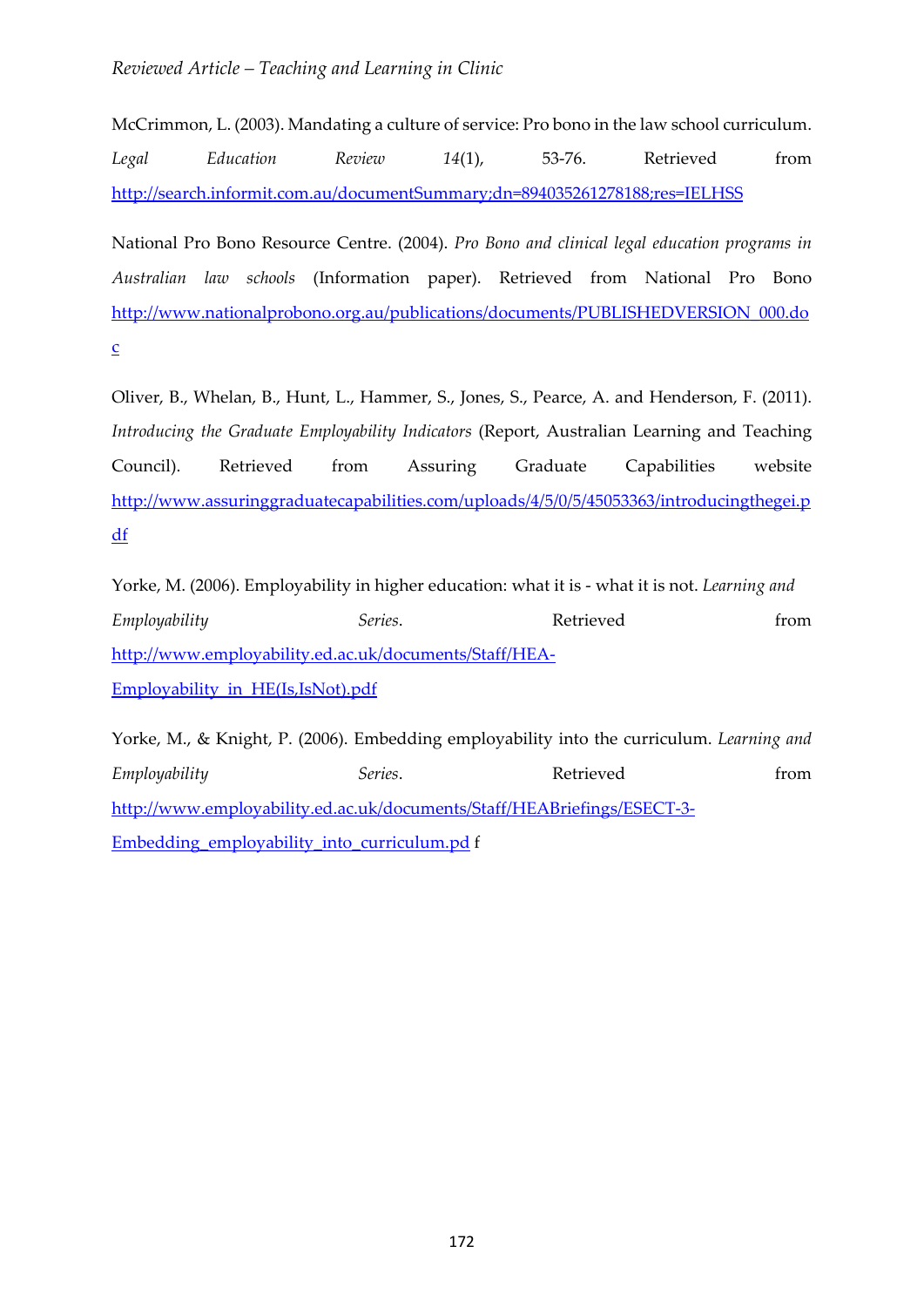McCrimmon, L. (2003). Mandating a culture of service: Pro bono in the law school curriculum. *Legal Education Review 14*(1), 53-76. Retrieved from http://search.informit.com.au/documentSummary;dn=894035261278188;res=IELHSS

National Pro Bono Resource Centre. (2004). *Pro Bono and clinical legal education programs in Australian law schools* (Information paper). Retrieved from National Pro Bono http://www.nationalprobono.org.au/publications/documents/PUBLISHEDVERSION_000.doc

Oliver, B., Whelan, B., Hunt, L., Hammer, S., Jones, S., Pearce, A. and Henderson, F. (2011). *Introducing the Graduate Employability Indicators* (Report, Australian Learning and Teaching Council). Retrieved from Assuring Graduate Capabilities website http://www.assuringgraduatecapabilities.com/uploads/4/5/0/5/45053363/introducingthegei.pdf

Yorke, M. (2006). Employability in higher education: what it is - what it is not. *Learning and Employability Series*. Retrieved from http://www.employability.ed.ac.uk/documents/Staff/HEA-Employability_in_HE(Is,IsNot).pdf

Yorke, M., & Knight, P. (2006). Embedding employability into the curriculum. *Learning and Employability Series*. Retrieved from http://www.employability.ed.ac.uk/documents/Staff/HEABriefings/ESECT-3-Embedding_employability_into_curriculum.pd f